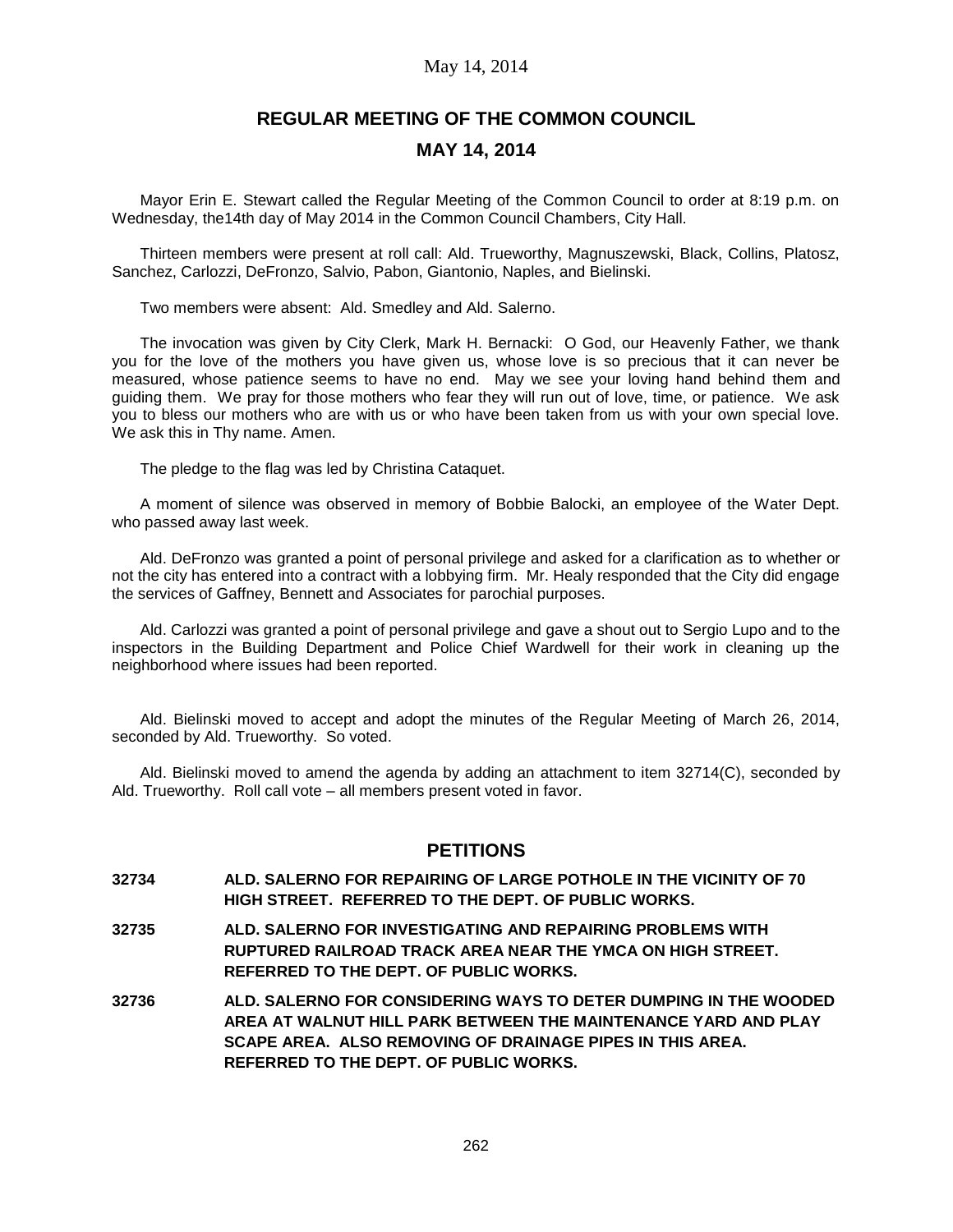# REGULAR MEETING OF THE COMMON COUNCIL

## MAY 14, 2014

Mayor Erin E. Stewart called the Regular Meeting of the Common Council to order at 8:19 p.m. on Wednesday, the14th day of May 2014 in the Common Council Chambers, City Hall.

Thirteen members were present at roll call: Ald. Trueworthy, Magnuszewski, Black, Collins, Platosz, Sanchez, Carlozzi, DeFronzo, Salvio, Pabon, Giantonio, Naples, and Bielinski.

Two members were absent: Ald. Smedley and Ald. Salerno.

The invocation was given by City Clerk, Mark H. Bernacki: O God, our Heavenly Father, we thank you for the love of the mothers you have given us, whose love is so precious that it can never be measured, whose patience seems to have no end. May we see your loving hand behind them and guiding them. We pray for those mothers who fear they will run out of love, time, or patience. We ask you to bless our mothers who are with us or who have been taken from us with your own special love. We ask this in Thy name. Amen.

The pledge to the flag was led by Christina Cataquet.

A moment of silence was observed in memory of Bobbie Balocki, an employee of the Water Dept. who passed away last week.

Ald. DeFronzo was granted a point of personal privilege and asked for a clarification as to whether or not the city has entered into a contract with a lobbying firm. Mr. Healy responded that the City did engage the services of Gaffney, Bennett and Associates for parochial purposes.

Ald. Carlozzi was granted a point of personal privilege and gave a shout out to Sergio Lupo and to the inspectors in the Building Department and Police Chief Wardwell for their work in cleaning up the neighborhood where issues had been reported.

Ald. Bielinski moved to accept and adopt the minutes of the Regular Meeting of March 26, 2014, seconded by Ald. Trueworthy. So voted.

Ald. Bielinski moved to amend the agenda by adding an attachment to item 32714(C), seconded by Ald. Trueworthy. Roll call vote – all members present voted in favor.

## PETITIONS

**32734 ALD. SALERNO FOR REPAIRING OF LARGE POTHOLE IN THE VICINITY OF 70 HIGH STREET. REFERRED TO THE DEPT. OF PUBLIC WORKS.**

**32735 ALD. SALERNO FOR INVESTIGATING AND REPAIRING PROBLEMS WITH RUPTURED RAILROAD TRACK AREA NEAR THE YMCA ON HIGH STREET. REFERRED TO THE DEPT. OF PUBLIC WORKS.**

**32736 ALD. SALERNO FOR CONSIDERING WAYS TO DETER DUMPING IN THE WOODED AREA AT WALNUT HILL PARK BETWEEN THE MAINTENANCE YARD AND PLAY SCAPE AREA. ALSO REMOVING OF DRAINAGE PIPES IN THIS AREA. REFERRED TO THE DEPT. OF PUBLIC WORKS.**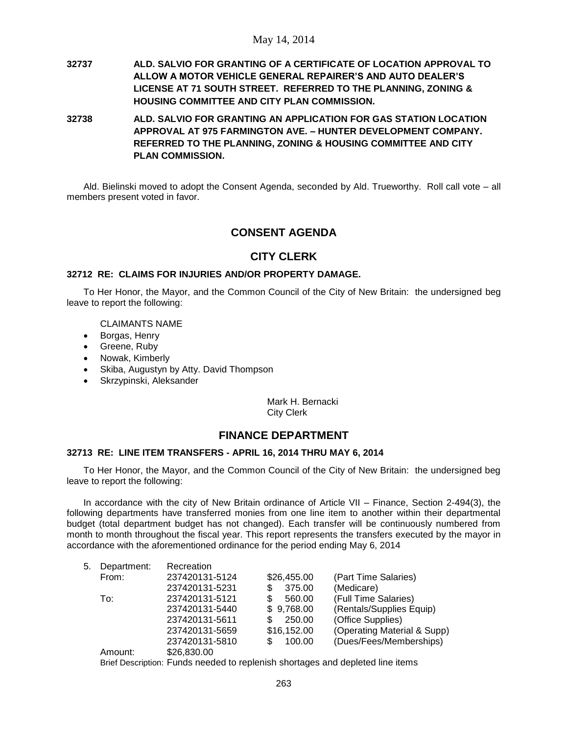**32737 ALD. SALVIO FOR GRANTING OF A CERTIFICATE OF LOCATION APPROVAL TO ALLOW A MOTOR VEHICLE GENERAL REPAIRER'S AND AUTO DEALER'S LICENSE AT 71 SOUTH STREET. REFERRED TO THE PLANNING, ZONING & HOUSING COMMITTEE AND CITY PLAN COMMISSION.**

**32738 ALD. SALVIO FOR GRANTING AN APPLICATION FOR GAS STATION LOCATION APPROVAL AT 975 FARMINGTON AVE. – HUNTER DEVELOPMENT COMPANY. REFERRED TO THE PLANNING, ZONING & HOUSING COMMITTEE AND CITY PLAN COMMISSION.**

Ald. Bielinski moved to adopt the Consent Agenda, seconded by Ald. Trueworthy. Roll call vote – all members present voted in favor.

## CONSENT AGENDA

## CITY CLERK

### 32712 RE: CLAIMS FOR INJURIES AND/OR PROPERTY DAMAGE.

To Her Honor, the Mayor, and the Common Council of the City of New Britain: the undersigned beg leave to report the following:

CLAIMANTS NAME

- Borgas, Henry
- Greene, Ruby
- Nowak, Kimberly
- Skiba, Augustyn by Atty. David Thompson
- Skrzypinski, Aleksander

Mark H. Bernacki
City Clerk

## FINANCE DEPARTMENT

### 32713 RE: LINE ITEM TRANSFERS - APRIL 16, 2014 THRU MAY 6, 2014

To Her Honor, the Mayor, and the Common Council of the City of New Britain: the undersigned beg leave to report the following:

In accordance with the city of New Britain ordinance of Article VII – Finance, Section 2-494(3), the following departments have transferred monies from one line item to another within their departmental budget (total department budget has not changed). Each transfer will be continuously numbered from month to month throughout the fiscal year. This report represents the transfers executed by the mayor in accordance with the aforementioned ordinance for the period ending May 6, 2014

| 5. | Department: | Recreation | | |
|---|---|---|---|---|
| | From: | 237420131-5124 | $26,455.00 | (Part Time Salaries) |
| | | 237420131-5231 | $ 375.00 | (Medicare) |
| | To: | 237420131-5121 | $ 560.00 | (Full Time Salaries) |
| | | 237420131-5440 | $ 9,768.00 | (Rentals/Supplies Equip) |
| | | 237420131-5611 | $ 250.00 | (Office Supplies) |
| | | 237420131-5659 | $16,152.00 | (Operating Material & Supp) |
| | | 237420131-5810 | $ 100.00 | (Dues/Fees/Memberships) |
| | Amount: | $26,830.00 | | |

Brief Description: Funds needed to replenish shortages and depleted line items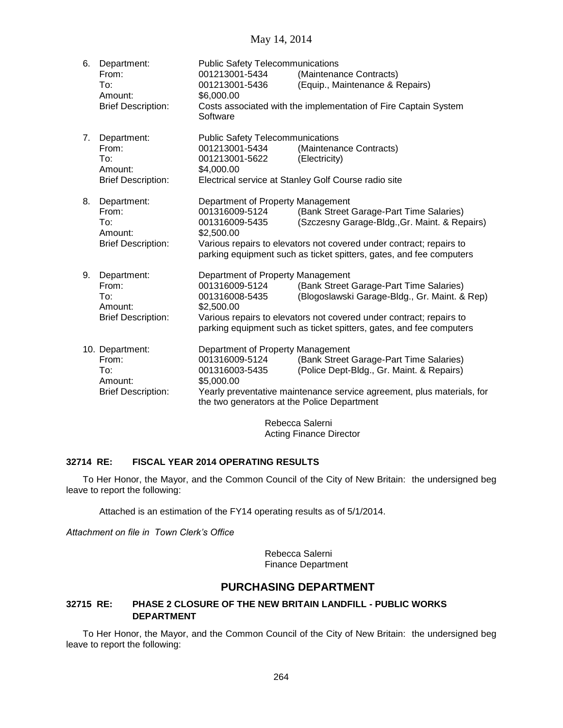6. Department: Public Safety Telecommunications
   From: 001213001-5434 (Maintenance Contracts)
   To: 001213001-5436 (Equip., Maintenance & Repairs)
   Amount: $6,000.00
   Brief Description: Costs associated with the implementation of Fire Captain System Software

7. Department: Public Safety Telecommunications
   From: 001213001-5434 (Maintenance Contracts)
   To: 001213001-5622 (Electricity)
   Amount: $4,000.00
   Brief Description: Electrical service at Stanley Golf Course radio site

8. Department: Department of Property Management
   From: 001316009-5124 (Bank Street Garage-Part Time Salaries)
   To: 001316009-5435 (Szczesny Garage-Bldg.,Gr. Maint. & Repairs)
   Amount: $2,500.00
   Brief Description: Various repairs to elevators not covered under contract; repairs to parking equipment such as ticket spitters, gates, and fee computers

9. Department: Department of Property Management
   From: 001316009-5124 (Bank Street Garage-Part Time Salaries)
   To: 001316008-5435 (Blogoslawski Garage-Bldg., Gr. Maint. & Rep)
   Amount: $2,500.00
   Brief Description: Various repairs to elevators not covered under contract; repairs to parking equipment such as ticket spitters, gates, and fee computers

10. Department: Department of Property Management
    From: 001316009-5124 (Bank Street Garage-Part Time Salaries)
    To: 001316003-5435 (Police Dept-Bldg., Gr. Maint. & Repairs)
    Amount: $5,000.00
    Brief Description: Yearly preventative maintenance service agreement, plus materials, for the two generators at the Police Department

Rebecca Salerni
Acting Finance Director

**32714 RE: FISCAL YEAR 2014 OPERATING RESULTS**

To Her Honor, the Mayor, and the Common Council of the City of New Britain: the undersigned beg leave to report the following:

Attached is an estimation of the FY14 operating results as of 5/1/2014.

*Attachment on file in Town Clerk's Office*

Rebecca Salerni
Finance Department

## PURCHASING DEPARTMENT

**32715 RE: PHASE 2 CLOSURE OF THE NEW BRITAIN LANDFILL - PUBLIC WORKS DEPARTMENT**

To Her Honor, the Mayor, and the Common Council of the City of New Britain: the undersigned beg leave to report the following: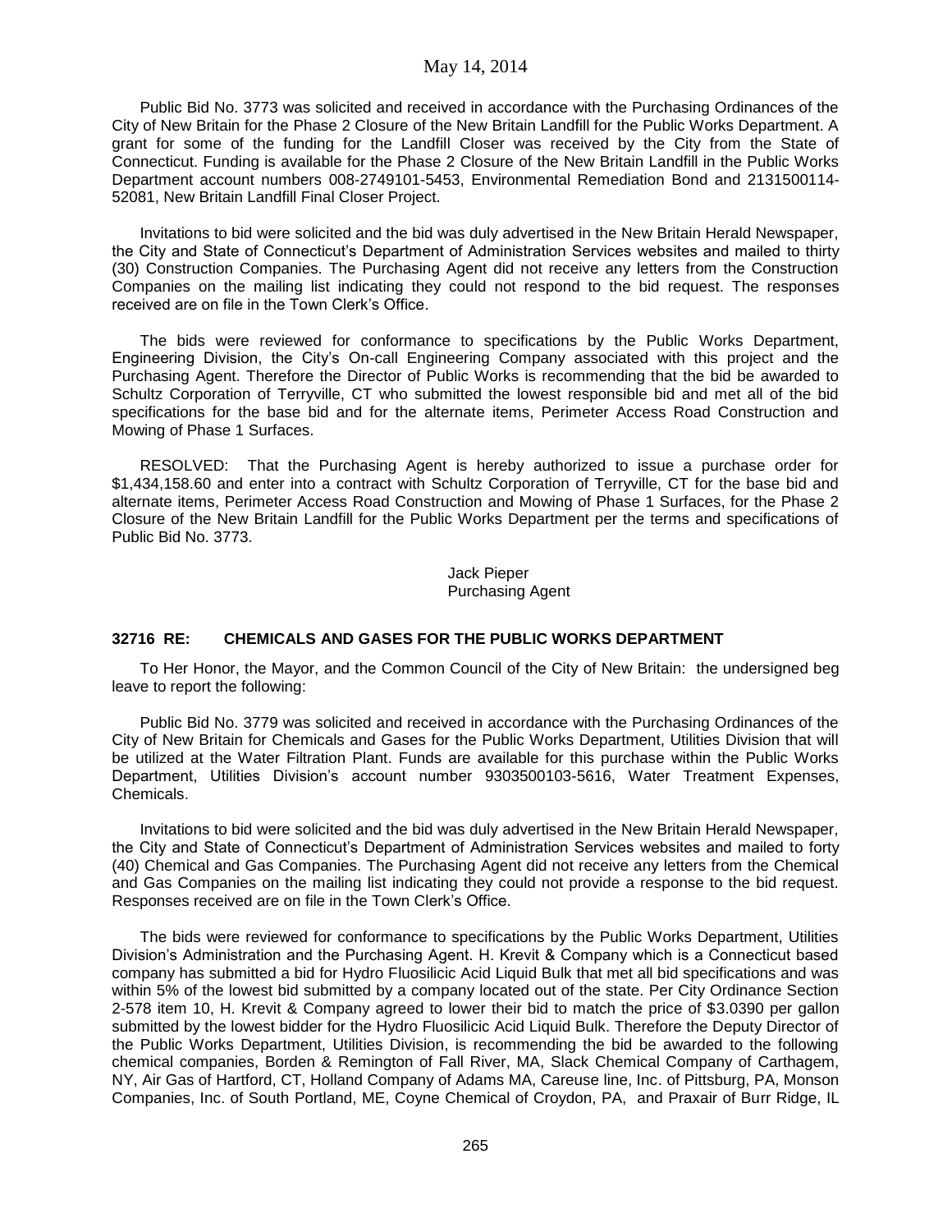Public Bid No. 3773 was solicited and received in accordance with the Purchasing Ordinances of the City of New Britain for the Phase 2 Closure of the New Britain Landfill for the Public Works Department. A grant for some of the funding for the Landfill Closer was received by the City from the State of Connecticut. Funding is available for the Phase 2 Closure of the New Britain Landfill in the Public Works Department account numbers 008-2749101-5453, Environmental Remediation Bond and 2131500114-52081, New Britain Landfill Final Closer Project.

Invitations to bid were solicited and the bid was duly advertised in the New Britain Herald Newspaper, the City and State of Connecticut's Department of Administration Services websites and mailed to thirty (30) Construction Companies. The Purchasing Agent did not receive any letters from the Construction Companies on the mailing list indicating they could not respond to the bid request. The responses received are on file in the Town Clerk's Office.

The bids were reviewed for conformance to specifications by the Public Works Department, Engineering Division, the City's On-call Engineering Company associated with this project and the Purchasing Agent. Therefore the Director of Public Works is recommending that the bid be awarded to Schultz Corporation of Terryville, CT who submitted the lowest responsible bid and met all of the bid specifications for the base bid and for the alternate items, Perimeter Access Road Construction and Mowing of Phase 1 Surfaces.

RESOLVED: That the Purchasing Agent is hereby authorized to issue a purchase order for $1,434,158.60 and enter into a contract with Schultz Corporation of Terryville, CT for the base bid and alternate items, Perimeter Access Road Construction and Mowing of Phase 1 Surfaces, for the Phase 2 Closure of the New Britain Landfill for the Public Works Department per the terms and specifications of Public Bid No. 3773.

Jack Pieper
Purchasing Agent

### 32716 RE: CHEMICALS AND GASES FOR THE PUBLIC WORKS DEPARTMENT

To Her Honor, the Mayor, and the Common Council of the City of New Britain: the undersigned beg leave to report the following:

Public Bid No. 3779 was solicited and received in accordance with the Purchasing Ordinances of the City of New Britain for Chemicals and Gases for the Public Works Department, Utilities Division that will be utilized at the Water Filtration Plant. Funds are available for this purchase within the Public Works Department, Utilities Division's account number 9303500103-5616, Water Treatment Expenses, Chemicals.

Invitations to bid were solicited and the bid was duly advertised in the New Britain Herald Newspaper, the City and State of Connecticut's Department of Administration Services websites and mailed to forty (40) Chemical and Gas Companies. The Purchasing Agent did not receive any letters from the Chemical and Gas Companies on the mailing list indicating they could not provide a response to the bid request. Responses received are on file in the Town Clerk's Office.

The bids were reviewed for conformance to specifications by the Public Works Department, Utilities Division's Administration and the Purchasing Agent. H. Krevit & Company which is a Connecticut based company has submitted a bid for Hydro Fluosilicic Acid Liquid Bulk that met all bid specifications and was within 5% of the lowest bid submitted by a company located out of the state. Per City Ordinance Section 2-578 item 10, H. Krevit & Company agreed to lower their bid to match the price of $3.0390 per gallon submitted by the lowest bidder for the Hydro Fluosilicic Acid Liquid Bulk. Therefore the Deputy Director of the Public Works Department, Utilities Division, is recommending the bid be awarded to the following chemical companies, Borden & Remington of Fall River, MA, Slack Chemical Company of Carthagem, NY, Air Gas of Hartford, CT, Holland Company of Adams MA, Careuse line, Inc. of Pittsburg, PA, Monson Companies, Inc. of South Portland, ME, Coyne Chemical of Croydon, PA, and Praxair of Burr Ridge, IL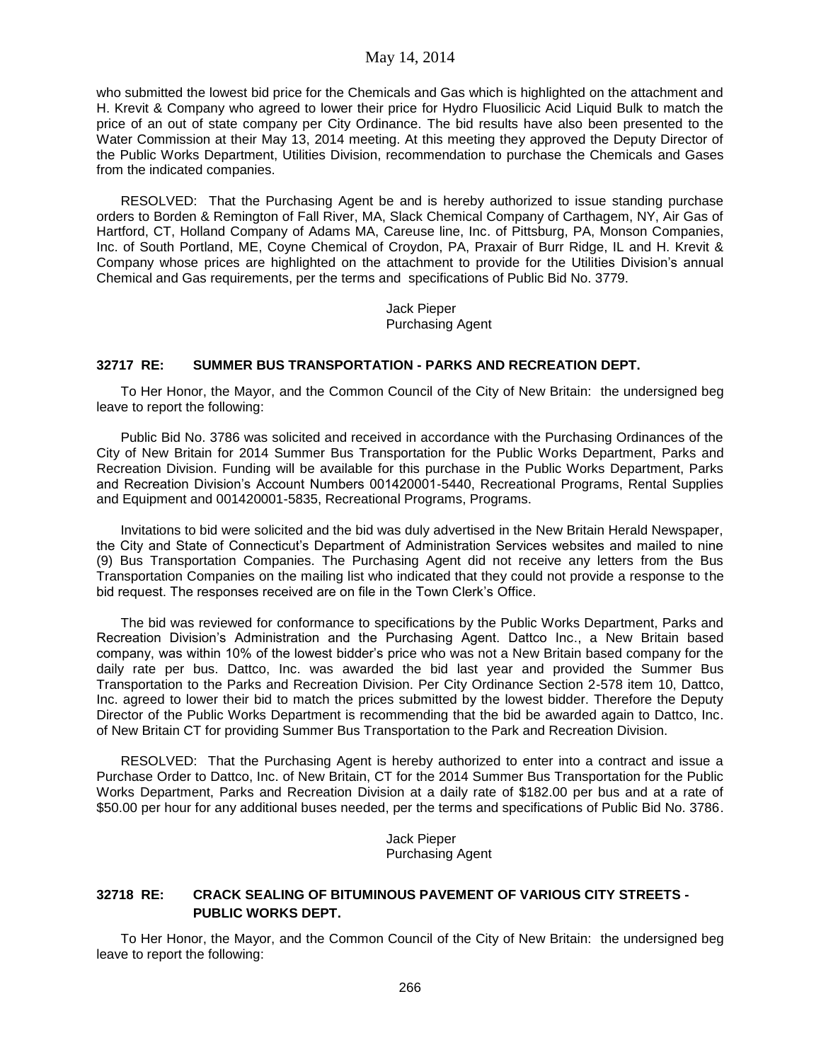who submitted the lowest bid price for the Chemicals and Gas which is highlighted on the attachment and H. Krevit & Company who agreed to lower their price for Hydro Fluosilicic Acid Liquid Bulk to match the price of an out of state company per City Ordinance. The bid results have also been presented to the Water Commission at their May 13, 2014 meeting. At this meeting they approved the Deputy Director of the Public Works Department, Utilities Division, recommendation to purchase the Chemicals and Gases from the indicated companies.

RESOLVED: That the Purchasing Agent be and is hereby authorized to issue standing purchase orders to Borden & Remington of Fall River, MA, Slack Chemical Company of Carthagem, NY, Air Gas of Hartford, CT, Holland Company of Adams MA, Careuse line, Inc. of Pittsburg, PA, Monson Companies, Inc. of South Portland, ME, Coyne Chemical of Croydon, PA, Praxair of Burr Ridge, IL and H. Krevit & Company whose prices are highlighted on the attachment to provide for the Utilities Division's annual Chemical and Gas requirements, per the terms and specifications of Public Bid No. 3779.

Jack Pieper
Purchasing Agent

### 32717 RE: SUMMER BUS TRANSPORTATION - PARKS AND RECREATION DEPT.

To Her Honor, the Mayor, and the Common Council of the City of New Britain: the undersigned beg leave to report the following:

Public Bid No. 3786 was solicited and received in accordance with the Purchasing Ordinances of the City of New Britain for 2014 Summer Bus Transportation for the Public Works Department, Parks and Recreation Division. Funding will be available for this purchase in the Public Works Department, Parks and Recreation Division's Account Numbers 001420001-5440, Recreational Programs, Rental Supplies and Equipment and 001420001-5835, Recreational Programs, Programs.

Invitations to bid were solicited and the bid was duly advertised in the New Britain Herald Newspaper, the City and State of Connecticut's Department of Administration Services websites and mailed to nine (9) Bus Transportation Companies. The Purchasing Agent did not receive any letters from the Bus Transportation Companies on the mailing list who indicated that they could not provide a response to the bid request. The responses received are on file in the Town Clerk's Office.

The bid was reviewed for conformance to specifications by the Public Works Department, Parks and Recreation Division's Administration and the Purchasing Agent. Dattco Inc., a New Britain based company, was within 10% of the lowest bidder's price who was not a New Britain based company for the daily rate per bus. Dattco, Inc. was awarded the bid last year and provided the Summer Bus Transportation to the Parks and Recreation Division. Per City Ordinance Section 2-578 item 10, Dattco, Inc. agreed to lower their bid to match the prices submitted by the lowest bidder. Therefore the Deputy Director of the Public Works Department is recommending that the bid be awarded again to Dattco, Inc. of New Britain CT for providing Summer Bus Transportation to the Park and Recreation Division.

RESOLVED: That the Purchasing Agent is hereby authorized to enter into a contract and issue a Purchase Order to Dattco, Inc. of New Britain, CT for the 2014 Summer Bus Transportation for the Public Works Department, Parks and Recreation Division at a daily rate of $182.00 per bus and at a rate of $50.00 per hour for any additional buses needed, per the terms and specifications of Public Bid No. 3786.

Jack Pieper
Purchasing Agent

### 32718 RE: CRACK SEALING OF BITUMINOUS PAVEMENT OF VARIOUS CITY STREETS - PUBLIC WORKS DEPT.

To Her Honor, the Mayor, and the Common Council of the City of New Britain: the undersigned beg leave to report the following: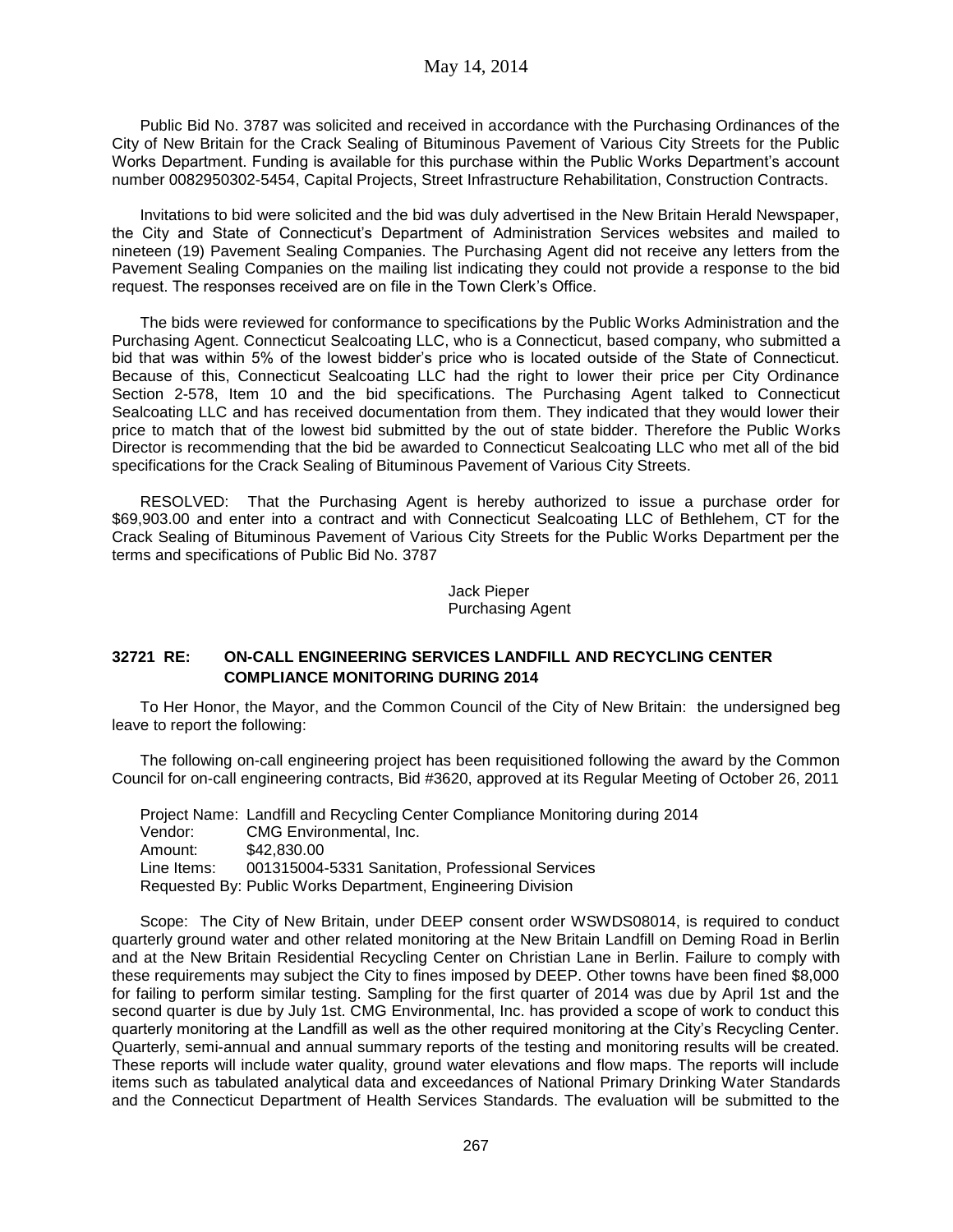Public Bid No. 3787 was solicited and received in accordance with the Purchasing Ordinances of the City of New Britain for the Crack Sealing of Bituminous Pavement of Various City Streets for the Public Works Department. Funding is available for this purchase within the Public Works Department's account number 0082950302-5454, Capital Projects, Street Infrastructure Rehabilitation, Construction Contracts.

Invitations to bid were solicited and the bid was duly advertised in the New Britain Herald Newspaper, the City and State of Connecticut's Department of Administration Services websites and mailed to nineteen (19) Pavement Sealing Companies. The Purchasing Agent did not receive any letters from the Pavement Sealing Companies on the mailing list indicating they could not provide a response to the bid request. The responses received are on file in the Town Clerk's Office.

The bids were reviewed for conformance to specifications by the Public Works Administration and the Purchasing Agent. Connecticut Sealcoating LLC, who is a Connecticut, based company, who submitted a bid that was within 5% of the lowest bidder's price who is located outside of the State of Connecticut. Because of this, Connecticut Sealcoating LLC had the right to lower their price per City Ordinance Section 2-578, Item 10 and the bid specifications. The Purchasing Agent talked to Connecticut Sealcoating LLC and has received documentation from them. They indicated that they would lower their price to match that of the lowest bid submitted by the out of state bidder. Therefore the Public Works Director is recommending that the bid be awarded to Connecticut Sealcoating LLC who met all of the bid specifications for the Crack Sealing of Bituminous Pavement of Various City Streets.

RESOLVED: That the Purchasing Agent is hereby authorized to issue a purchase order for \$69,903.00 and enter into a contract and with Connecticut Sealcoating LLC of Bethlehem, CT for the Crack Sealing of Bituminous Pavement of Various City Streets for the Public Works Department per the terms and specifications of Public Bid No. 3787

Jack Pieper
Purchasing Agent

### 32721 RE: ON-CALL ENGINEERING SERVICES LANDFILL AND RECYCLING CENTER COMPLIANCE MONITORING DURING 2014

To Her Honor, the Mayor, and the Common Council of the City of New Britain: the undersigned beg leave to report the following:

The following on-call engineering project has been requisitioned following the award by the Common Council for on-call engineering contracts, Bid #3620, approved at its Regular Meeting of October 26, 2011

Project Name: Landfill and Recycling Center Compliance Monitoring during 2014
Vendor: CMG Environmental, Inc.
Amount: \$42,830.00
Line Items: 001315004-5331 Sanitation, Professional Services
Requested By: Public Works Department, Engineering Division

Scope: The City of New Britain, under DEEP consent order WSWDS08014, is required to conduct quarterly ground water and other related monitoring at the New Britain Landfill on Deming Road in Berlin and at the New Britain Residential Recycling Center on Christian Lane in Berlin. Failure to comply with these requirements may subject the City to fines imposed by DEEP. Other towns have been fined \$8,000 for failing to perform similar testing. Sampling for the first quarter of 2014 was due by April 1st and the second quarter is due by July 1st. CMG Environmental, Inc. has provided a scope of work to conduct this quarterly monitoring at the Landfill as well as the other required monitoring at the City's Recycling Center. Quarterly, semi-annual and annual summary reports of the testing and monitoring results will be created. These reports will include water quality, ground water elevations and flow maps. The reports will include items such as tabulated analytical data and exceedances of National Primary Drinking Water Standards and the Connecticut Department of Health Services Standards. The evaluation will be submitted to the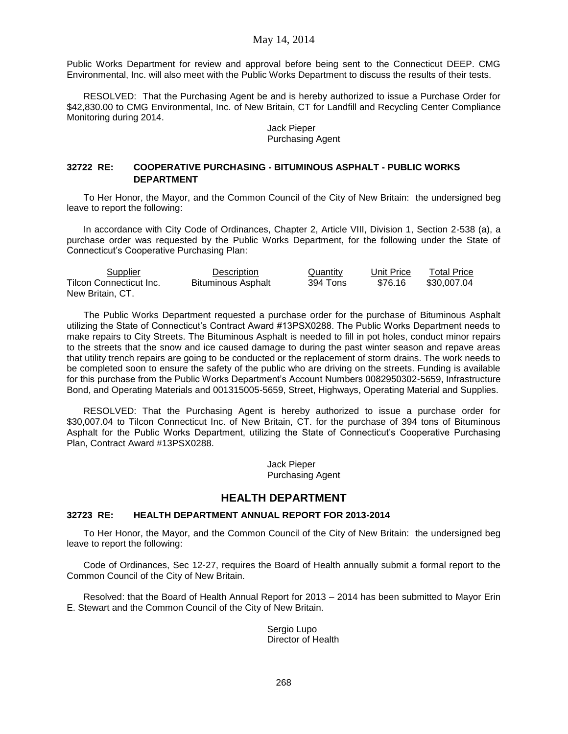Public Works Department for review and approval before being sent to the Connecticut DEEP. CMG Environmental, Inc. will also meet with the Public Works Department to discuss the results of their tests.

RESOLVED: That the Purchasing Agent be and is hereby authorized to issue a Purchase Order for \$42,830.00 to CMG Environmental, Inc. of New Britain, CT for Landfill and Recycling Center Compliance Monitoring during 2014.

Jack Pieper
Purchasing Agent

### 32722 RE: COOPERATIVE PURCHASING - BITUMINOUS ASPHALT - PUBLIC WORKS DEPARTMENT

To Her Honor, the Mayor, and the Common Council of the City of New Britain: the undersigned beg leave to report the following:

In accordance with City Code of Ordinances, Chapter 2, Article VIII, Division 1, Section 2-538 (a), a purchase order was requested by the Public Works Department, for the following under the State of Connecticut's Cooperative Purchasing Plan:

| Supplier | Description | Quantity | Unit Price | Total Price |
|---|---|---|---|---|
| Tilcon Connecticut Inc. New Britain, CT. | Bituminous Asphalt | 394 Tons | \$76.16 | \$30,007.04 |

The Public Works Department requested a purchase order for the purchase of Bituminous Asphalt utilizing the State of Connecticut's Contract Award #13PSX0288. The Public Works Department needs to make repairs to City Streets. The Bituminous Asphalt is needed to fill in pot holes, conduct minor repairs to the streets that the snow and ice caused damage to during the past winter season and repave areas that utility trench repairs are going to be conducted or the replacement of storm drains. The work needs to be completed soon to ensure the safety of the public who are driving on the streets. Funding is available for this purchase from the Public Works Department's Account Numbers 0082950302-5659, Infrastructure Bond, and Operating Materials and 001315005-5659, Street, Highways, Operating Material and Supplies.

RESOLVED: That the Purchasing Agent is hereby authorized to issue a purchase order for \$30,007.04 to Tilcon Connecticut Inc. of New Britain, CT. for the purchase of 394 tons of Bituminous Asphalt for the Public Works Department, utilizing the State of Connecticut's Cooperative Purchasing Plan, Contract Award #13PSX0288.

Jack Pieper
Purchasing Agent

## HEALTH DEPARTMENT

### 32723 RE: HEALTH DEPARTMENT ANNUAL REPORT FOR 2013-2014

To Her Honor, the Mayor, and the Common Council of the City of New Britain: the undersigned beg leave to report the following:

Code of Ordinances, Sec 12-27, requires the Board of Health annually submit a formal report to the Common Council of the City of New Britain.

Resolved: that the Board of Health Annual Report for 2013 – 2014 has been submitted to Mayor Erin E. Stewart and the Common Council of the City of New Britain.

Sergio Lupo
Director of Health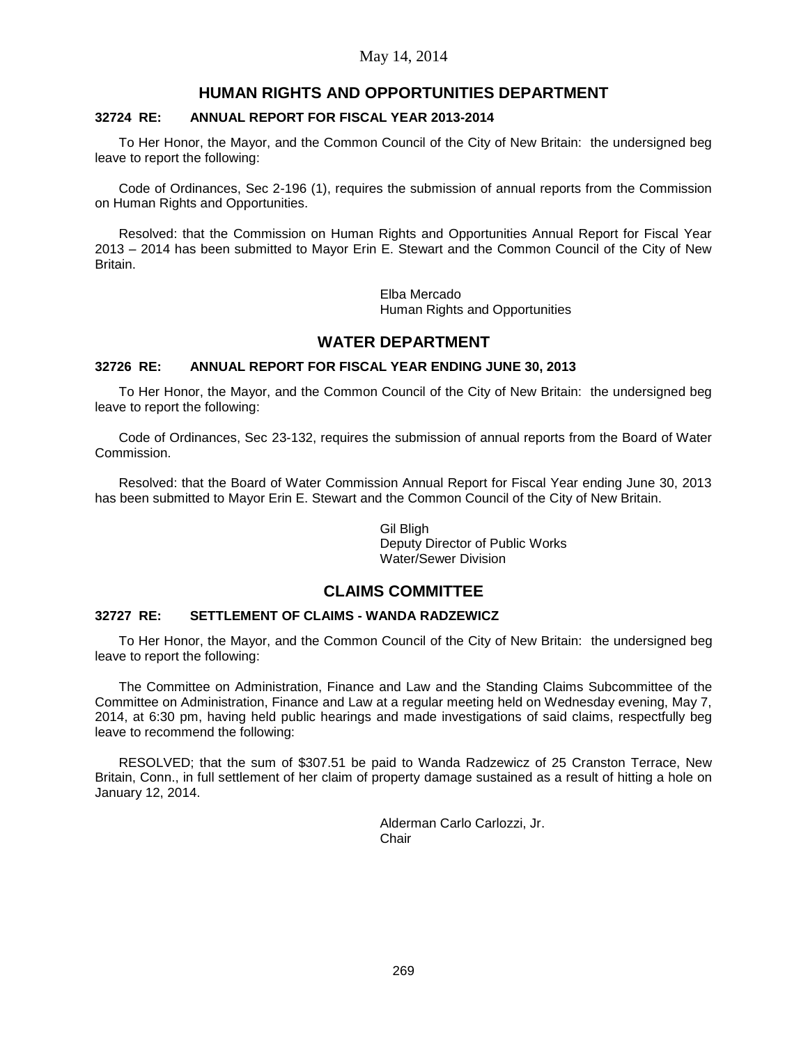May 14, 2014

## HUMAN RIGHTS AND OPPORTUNITIES DEPARTMENT

### 32724 RE: ANNUAL REPORT FOR FISCAL YEAR 2013-2014

To Her Honor, the Mayor, and the Common Council of the City of New Britain: the undersigned beg leave to report the following:

Code of Ordinances, Sec 2-196 (1), requires the submission of annual reports from the Commission on Human Rights and Opportunities.

Resolved: that the Commission on Human Rights and Opportunities Annual Report for Fiscal Year 2013 – 2014 has been submitted to Mayor Erin E. Stewart and the Common Council of the City of New Britain.

Elba Mercado
Human Rights and Opportunities

## WATER DEPARTMENT

### 32726 RE: ANNUAL REPORT FOR FISCAL YEAR ENDING JUNE 30, 2013

To Her Honor, the Mayor, and the Common Council of the City of New Britain: the undersigned beg leave to report the following:

Code of Ordinances, Sec 23-132, requires the submission of annual reports from the Board of Water Commission.

Resolved: that the Board of Water Commission Annual Report for Fiscal Year ending June 30, 2013 has been submitted to Mayor Erin E. Stewart and the Common Council of the City of New Britain.

Gil Bligh
Deputy Director of Public Works
Water/Sewer Division

## CLAIMS COMMITTEE

### 32727 RE: SETTLEMENT OF CLAIMS - WANDA RADZEWICZ

To Her Honor, the Mayor, and the Common Council of the City of New Britain: the undersigned beg leave to report the following:

The Committee on Administration, Finance and Law and the Standing Claims Subcommittee of the Committee on Administration, Finance and Law at a regular meeting held on Wednesday evening, May 7, 2014, at 6:30 pm, having held public hearings and made investigations of said claims, respectfully beg leave to recommend the following:

RESOLVED; that the sum of $307.51 be paid to Wanda Radzewicz of 25 Cranston Terrace, New Britain, Conn., in full settlement of her claim of property damage sustained as a result of hitting a hole on January 12, 2014.

Alderman Carlo Carlozzi, Jr.
Chair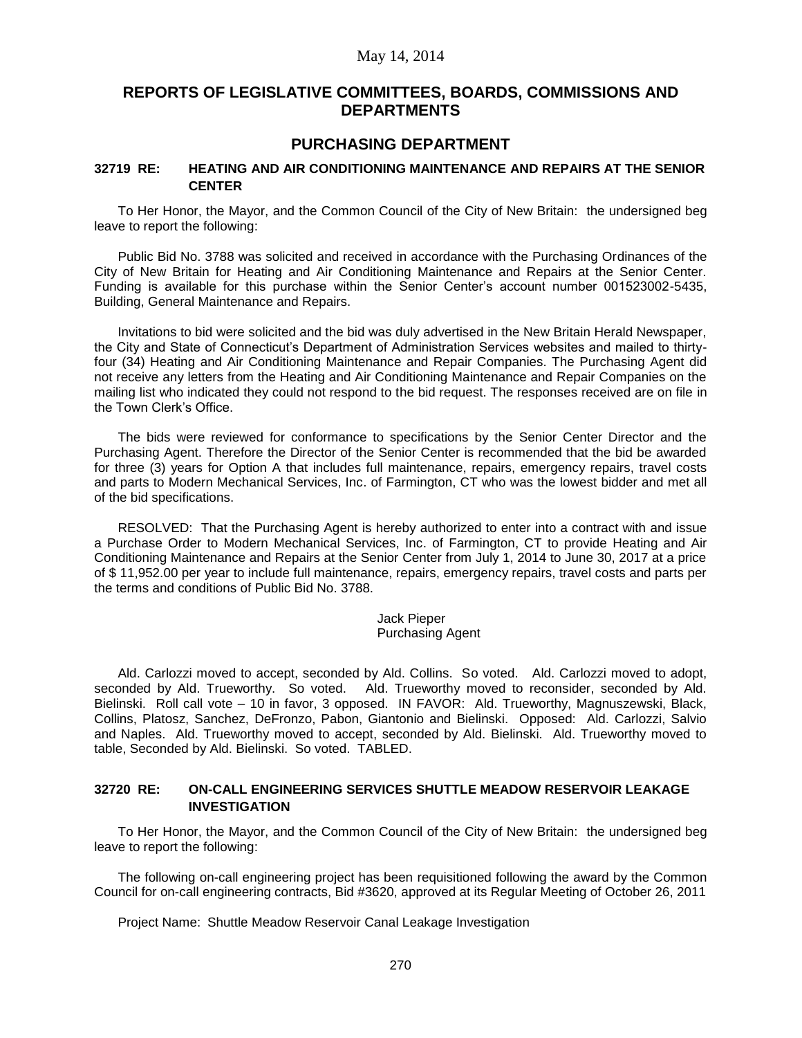## REPORTS OF LEGISLATIVE COMMITTEES, BOARDS, COMMISSIONS AND DEPARTMENTS

## PURCHASING DEPARTMENT

### 32719 RE: HEATING AND AIR CONDITIONING MAINTENANCE AND REPAIRS AT THE SENIOR CENTER

To Her Honor, the Mayor, and the Common Council of the City of New Britain: the undersigned beg leave to report the following:

Public Bid No. 3788 was solicited and received in accordance with the Purchasing Ordinances of the City of New Britain for Heating and Air Conditioning Maintenance and Repairs at the Senior Center. Funding is available for this purchase within the Senior Center's account number 001523002-5435, Building, General Maintenance and Repairs.

Invitations to bid were solicited and the bid was duly advertised in the New Britain Herald Newspaper, the City and State of Connecticut's Department of Administration Services websites and mailed to thirty-four (34) Heating and Air Conditioning Maintenance and Repair Companies. The Purchasing Agent did not receive any letters from the Heating and Air Conditioning Maintenance and Repair Companies on the mailing list who indicated they could not respond to the bid request. The responses received are on file in the Town Clerk's Office.

The bids were reviewed for conformance to specifications by the Senior Center Director and the Purchasing Agent. Therefore the Director of the Senior Center is recommended that the bid be awarded for three (3) years for Option A that includes full maintenance, repairs, emergency repairs, travel costs and parts to Modern Mechanical Services, Inc. of Farmington, CT who was the lowest bidder and met all of the bid specifications.

RESOLVED: That the Purchasing Agent is hereby authorized to enter into a contract with and issue a Purchase Order to Modern Mechanical Services, Inc. of Farmington, CT to provide Heating and Air Conditioning Maintenance and Repairs at the Senior Center from July 1, 2014 to June 30, 2017 at a price of $ 11,952.00 per year to include full maintenance, repairs, emergency repairs, travel costs and parts per the terms and conditions of Public Bid No. 3788.

Jack Pieper
Purchasing Agent

Ald. Carlozzi moved to accept, seconded by Ald. Collins. So voted. Ald. Carlozzi moved to adopt, seconded by Ald. Trueworthy. So voted. Ald. Trueworthy moved to reconsider, seconded by Ald. Bielinski. Roll call vote – 10 in favor, 3 opposed. IN FAVOR: Ald. Trueworthy, Magnuszewski, Black, Collins, Platosz, Sanchez, DeFronzo, Pabon, Giantonio and Bielinski. Opposed: Ald. Carlozzi, Salvio and Naples. Ald. Trueworthy moved to accept, seconded by Ald. Bielinski. Ald. Trueworthy moved to table, Seconded by Ald. Bielinski. So voted. TABLED.

### 32720 RE: ON-CALL ENGINEERING SERVICES SHUTTLE MEADOW RESERVOIR LEAKAGE INVESTIGATION

To Her Honor, the Mayor, and the Common Council of the City of New Britain: the undersigned beg leave to report the following:

The following on-call engineering project has been requisitioned following the award by the Common Council for on-call engineering contracts, Bid #3620, approved at its Regular Meeting of October 26, 2011

Project Name: Shuttle Meadow Reservoir Canal Leakage Investigation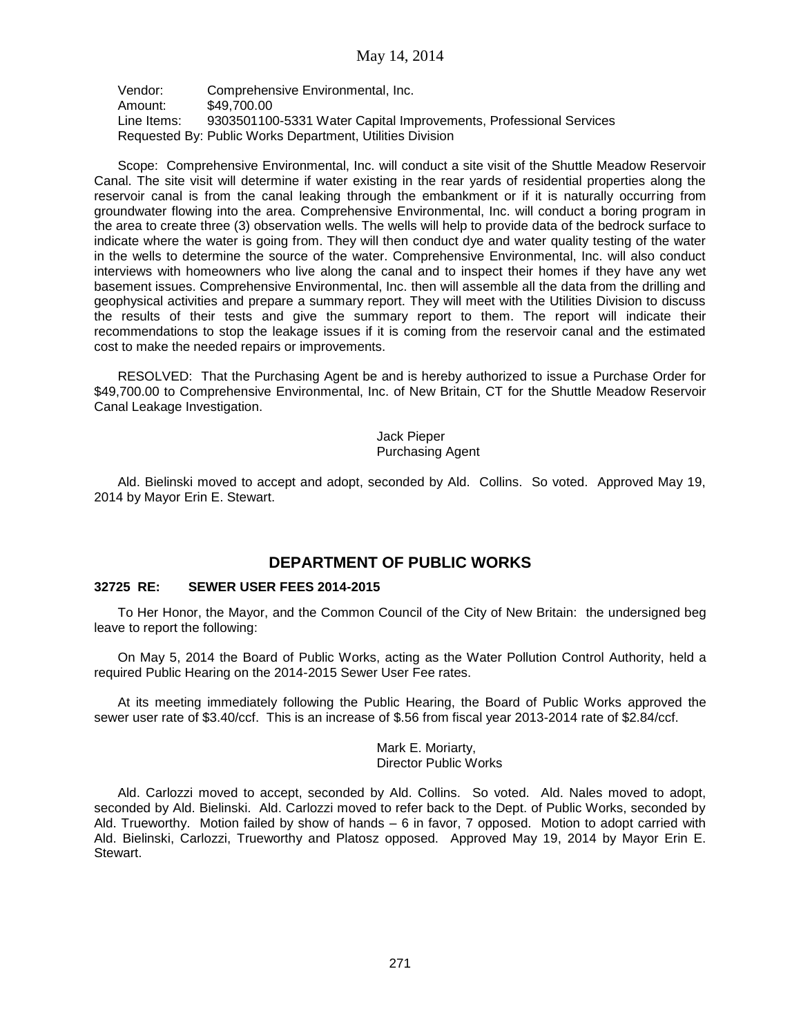Vendor: Comprehensive Environmental, Inc.
Amount: $49,700.00
Line Items: 9303501100-5331 Water Capital Improvements, Professional Services
Requested By: Public Works Department, Utilities Division

Scope: Comprehensive Environmental, Inc. will conduct a site visit of the Shuttle Meadow Reservoir Canal. The site visit will determine if water existing in the rear yards of residential properties along the reservoir canal is from the canal leaking through the embankment or if it is naturally occurring from groundwater flowing into the area. Comprehensive Environmental, Inc. will conduct a boring program in the area to create three (3) observation wells. The wells will help to provide data of the bedrock surface to indicate where the water is going from. They will then conduct dye and water quality testing of the water in the wells to determine the source of the water. Comprehensive Environmental, Inc. will also conduct interviews with homeowners who live along the canal and to inspect their homes if they have any wet basement issues. Comprehensive Environmental, Inc. then will assemble all the data from the drilling and geophysical activities and prepare a summary report. They will meet with the Utilities Division to discuss the results of their tests and give the summary report to them. The report will indicate their recommendations to stop the leakage issues if it is coming from the reservoir canal and the estimated cost to make the needed repairs or improvements.

RESOLVED: That the Purchasing Agent be and is hereby authorized to issue a Purchase Order for $49,700.00 to Comprehensive Environmental, Inc. of New Britain, CT for the Shuttle Meadow Reservoir Canal Leakage Investigation.

Jack Pieper
Purchasing Agent

Ald. Bielinski moved to accept and adopt, seconded by Ald. Collins. So voted. Approved May 19, 2014 by Mayor Erin E. Stewart.

## DEPARTMENT OF PUBLIC WORKS

**32725 RE: SEWER USER FEES 2014-2015**

To Her Honor, the Mayor, and the Common Council of the City of New Britain: the undersigned beg leave to report the following:

On May 5, 2014 the Board of Public Works, acting as the Water Pollution Control Authority, held a required Public Hearing on the 2014-2015 Sewer User Fee rates.

At its meeting immediately following the Public Hearing, the Board of Public Works approved the sewer user rate of $3.40/ccf. This is an increase of $.56 from fiscal year 2013-2014 rate of $2.84/ccf.

Mark E. Moriarty,
Director Public Works

Ald. Carlozzi moved to accept, seconded by Ald. Collins. So voted. Ald. Nales moved to adopt, seconded by Ald. Bielinski. Ald. Carlozzi moved to refer back to the Dept. of Public Works, seconded by Ald. Trueworthy. Motion failed by show of hands – 6 in favor, 7 opposed. Motion to adopt carried with Ald. Bielinski, Carlozzi, Trueworthy and Platosz opposed. Approved May 19, 2014 by Mayor Erin E. Stewart.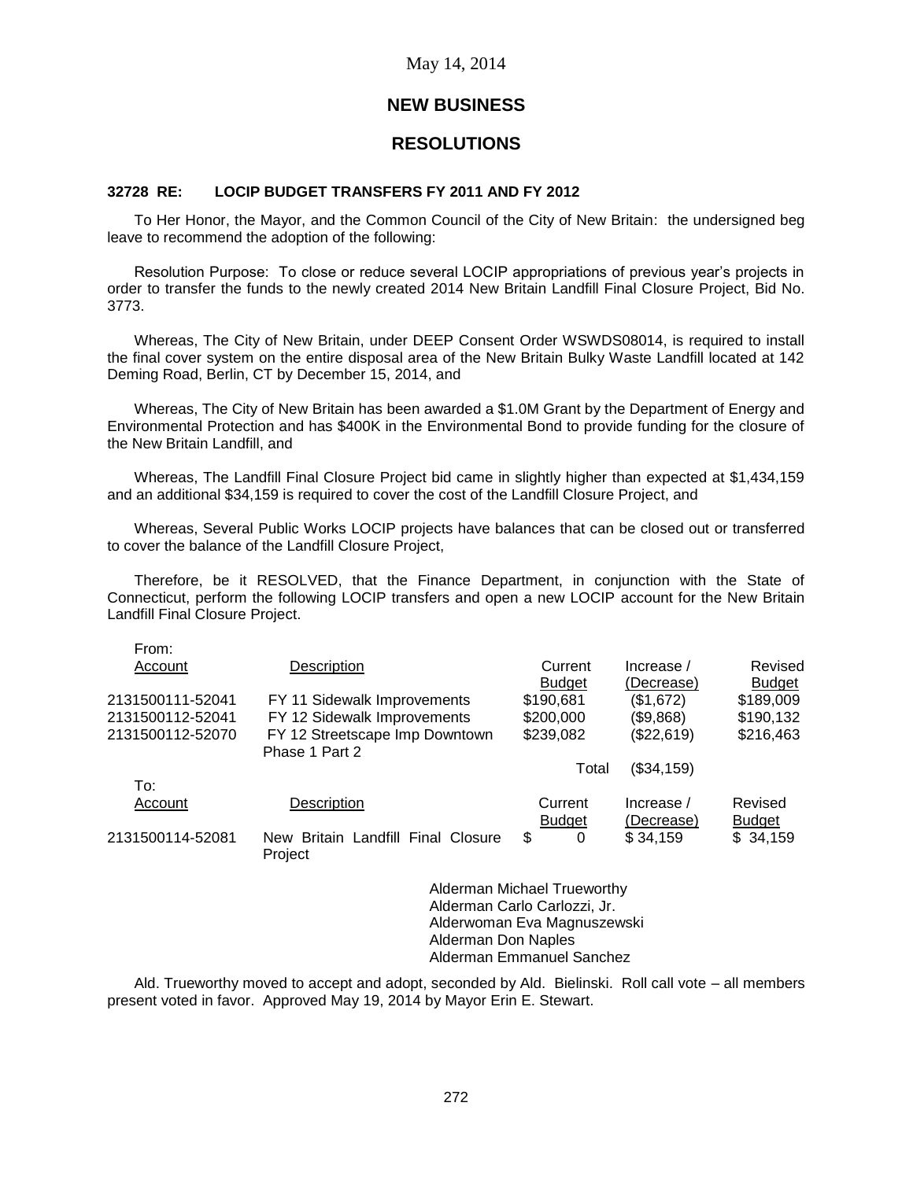May 14, 2014

## NEW BUSINESS

## RESOLUTIONS

**32728 RE: LOCIP BUDGET TRANSFERS FY 2011 AND FY 2012**

To Her Honor, the Mayor, and the Common Council of the City of New Britain: the undersigned beg leave to recommend the adoption of the following:

Resolution Purpose: To close or reduce several LOCIP appropriations of previous year's projects in order to transfer the funds to the newly created 2014 New Britain Landfill Final Closure Project, Bid No. 3773.

Whereas, The City of New Britain, under DEEP Consent Order WSWDS08014, is required to install the final cover system on the entire disposal area of the New Britain Bulky Waste Landfill located at 142 Deming Road, Berlin, CT by December 15, 2014, and

Whereas, The City of New Britain has been awarded a $1.0M Grant by the Department of Energy and Environmental Protection and has $400K in the Environmental Bond to provide funding for the closure of the New Britain Landfill, and

Whereas, The Landfill Final Closure Project bid came in slightly higher than expected at $1,434,159 and an additional $34,159 is required to cover the cost of the Landfill Closure Project, and

Whereas, Several Public Works LOCIP projects have balances that can be closed out or transferred to cover the balance of the Landfill Closure Project,

Therefore, be it RESOLVED, that the Finance Department, in conjunction with the State of Connecticut, perform the following LOCIP transfers and open a new LOCIP account for the New Britain Landfill Final Closure Project.

From:

| Account | Description | Current Budget | Increase / (Decrease) | Revised Budget |
|---|---|---|---|---|
| 2131500111-52041 | FY 11 Sidewalk Improvements | $190,681 | ($1,672) | $189,009 |
| 2131500112-52041 | FY 12 Sidewalk Improvements | $200,000 | ($9,868) | $190,132 |
| 2131500112-52070 | FY 12 Streetscape Imp Downtown Phase 1 Part 2 | $239,082 | ($22,619) | $216,463 |
| | | Total | ($34,159) | |

To:

| Account | Description | Current Budget | Increase / (Decrease) | Revised Budget |
|---|---|---|---|---|
| 2131500114-52081 | New Britain Landfill Final Closure Project | $ 0 | $ 34,159 | $ 34,159 |

Alderman Michael Trueworthy
Alderman Carlo Carlozzi, Jr.
Alderwoman Eva Magnuszewski
Alderman Don Naples
Alderman Emmanuel Sanchez

Ald. Trueworthy moved to accept and adopt, seconded by Ald. Bielinski. Roll call vote – all members present voted in favor. Approved May 19, 2014 by Mayor Erin E. Stewart.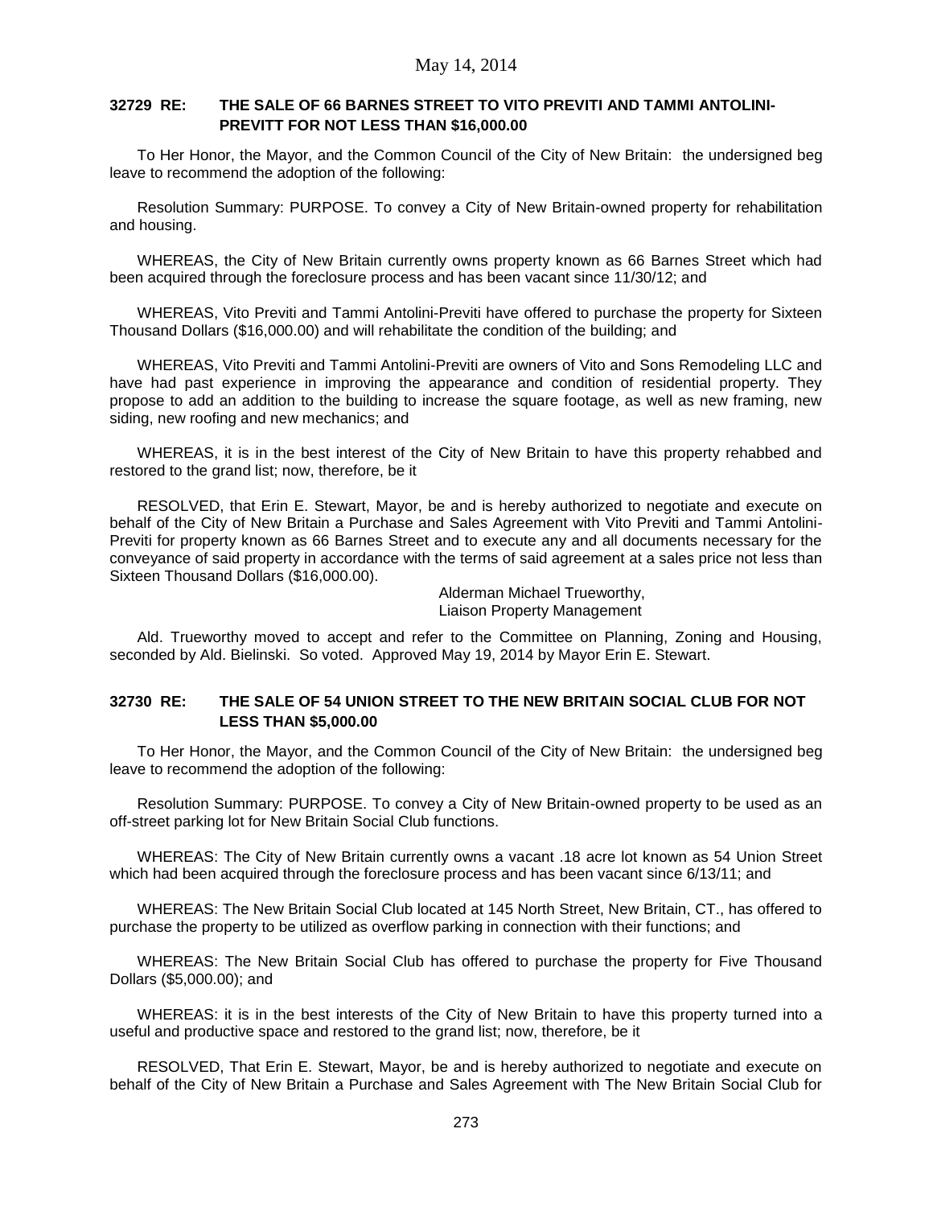### 32729 RE: THE SALE OF 66 BARNES STREET TO VITO PREVITI AND TAMMI ANTOLINI-PREVITT FOR NOT LESS THAN $16,000.00

To Her Honor, the Mayor, and the Common Council of the City of New Britain: the undersigned beg leave to recommend the adoption of the following:

Resolution Summary: PURPOSE. To convey a City of New Britain-owned property for rehabilitation and housing.

WHEREAS, the City of New Britain currently owns property known as 66 Barnes Street which had been acquired through the foreclosure process and has been vacant since 11/30/12; and

WHEREAS, Vito Previti and Tammi Antolini-Previti have offered to purchase the property for Sixteen Thousand Dollars ($16,000.00) and will rehabilitate the condition of the building; and

WHEREAS, Vito Previti and Tammi Antolini-Previti are owners of Vito and Sons Remodeling LLC and have had past experience in improving the appearance and condition of residential property. They propose to add an addition to the building to increase the square footage, as well as new framing, new siding, new roofing and new mechanics; and

WHEREAS, it is in the best interest of the City of New Britain to have this property rehabbed and restored to the grand list; now, therefore, be it

RESOLVED, that Erin E. Stewart, Mayor, be and is hereby authorized to negotiate and execute on behalf of the City of New Britain a Purchase and Sales Agreement with Vito Previti and Tammi Antolini-Previti for property known as 66 Barnes Street and to execute any and all documents necessary for the conveyance of said property in accordance with the terms of said agreement at a sales price not less than Sixteen Thousand Dollars ($16,000.00).

Alderman Michael Trueworthy,
Liaison Property Management

Ald. Trueworthy moved to accept and refer to the Committee on Planning, Zoning and Housing, seconded by Ald. Bielinski. So voted. Approved May 19, 2014 by Mayor Erin E. Stewart.

### 32730 RE: THE SALE OF 54 UNION STREET TO THE NEW BRITAIN SOCIAL CLUB FOR NOT LESS THAN $5,000.00

To Her Honor, the Mayor, and the Common Council of the City of New Britain: the undersigned beg leave to recommend the adoption of the following:

Resolution Summary: PURPOSE. To convey a City of New Britain-owned property to be used as an off-street parking lot for New Britain Social Club functions.

WHEREAS: The City of New Britain currently owns a vacant .18 acre lot known as 54 Union Street which had been acquired through the foreclosure process and has been vacant since 6/13/11; and

WHEREAS: The New Britain Social Club located at 145 North Street, New Britain, CT., has offered to purchase the property to be utilized as overflow parking in connection with their functions; and

WHEREAS: The New Britain Social Club has offered to purchase the property for Five Thousand Dollars ($5,000.00); and

WHEREAS: it is in the best interests of the City of New Britain to have this property turned into a useful and productive space and restored to the grand list; now, therefore, be it

RESOLVED, That Erin E. Stewart, Mayor, be and is hereby authorized to negotiate and execute on behalf of the City of New Britain a Purchase and Sales Agreement with The New Britain Social Club for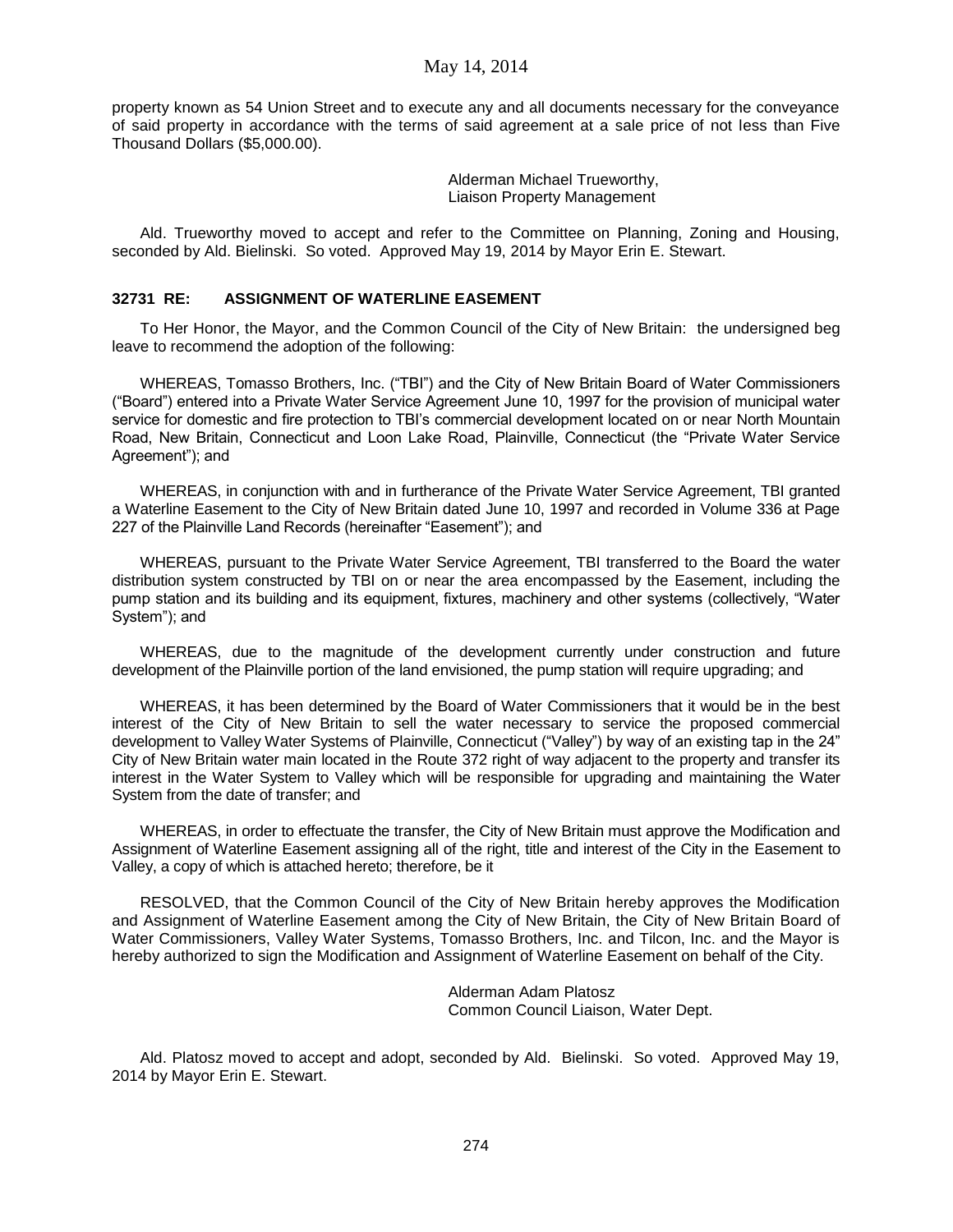property known as 54 Union Street and to execute any and all documents necessary for the conveyance of said property in accordance with the terms of said agreement at a sale price of not less than Five Thousand Dollars ($5,000.00).

Alderman Michael Trueworthy,
Liaison Property Management

Ald. Trueworthy moved to accept and refer to the Committee on Planning, Zoning and Housing, seconded by Ald. Bielinski. So voted. Approved May 19, 2014 by Mayor Erin E. Stewart.

**32731 RE: ASSIGNMENT OF WATERLINE EASEMENT**

To Her Honor, the Mayor, and the Common Council of the City of New Britain: the undersigned beg leave to recommend the adoption of the following:

WHEREAS, Tomasso Brothers, Inc. ("TBI") and the City of New Britain Board of Water Commissioners ("Board") entered into a Private Water Service Agreement June 10, 1997 for the provision of municipal water service for domestic and fire protection to TBI's commercial development located on or near North Mountain Road, New Britain, Connecticut and Loon Lake Road, Plainville, Connecticut (the "Private Water Service Agreement"); and

WHEREAS, in conjunction with and in furtherance of the Private Water Service Agreement, TBI granted a Waterline Easement to the City of New Britain dated June 10, 1997 and recorded in Volume 336 at Page 227 of the Plainville Land Records (hereinafter "Easement"); and

WHEREAS, pursuant to the Private Water Service Agreement, TBI transferred to the Board the water distribution system constructed by TBI on or near the area encompassed by the Easement, including the pump station and its building and its equipment, fixtures, machinery and other systems (collectively, "Water System"); and

WHEREAS, due to the magnitude of the development currently under construction and future development of the Plainville portion of the land envisioned, the pump station will require upgrading; and

WHEREAS, it has been determined by the Board of Water Commissioners that it would be in the best interest of the City of New Britain to sell the water necessary to service the proposed commercial development to Valley Water Systems of Plainville, Connecticut ("Valley") by way of an existing tap in the 24" City of New Britain water main located in the Route 372 right of way adjacent to the property and transfer its interest in the Water System to Valley which will be responsible for upgrading and maintaining the Water System from the date of transfer; and

WHEREAS, in order to effectuate the transfer, the City of New Britain must approve the Modification and Assignment of Waterline Easement assigning all of the right, title and interest of the City in the Easement to Valley, a copy of which is attached hereto; therefore, be it

RESOLVED, that the Common Council of the City of New Britain hereby approves the Modification and Assignment of Waterline Easement among the City of New Britain, the City of New Britain Board of Water Commissioners, Valley Water Systems, Tomasso Brothers, Inc. and Tilcon, Inc. and the Mayor is hereby authorized to sign the Modification and Assignment of Waterline Easement on behalf of the City.

Alderman Adam Platosz
Common Council Liaison, Water Dept.

Ald. Platosz moved to accept and adopt, seconded by Ald. Bielinski. So voted. Approved May 19, 2014 by Mayor Erin E. Stewart.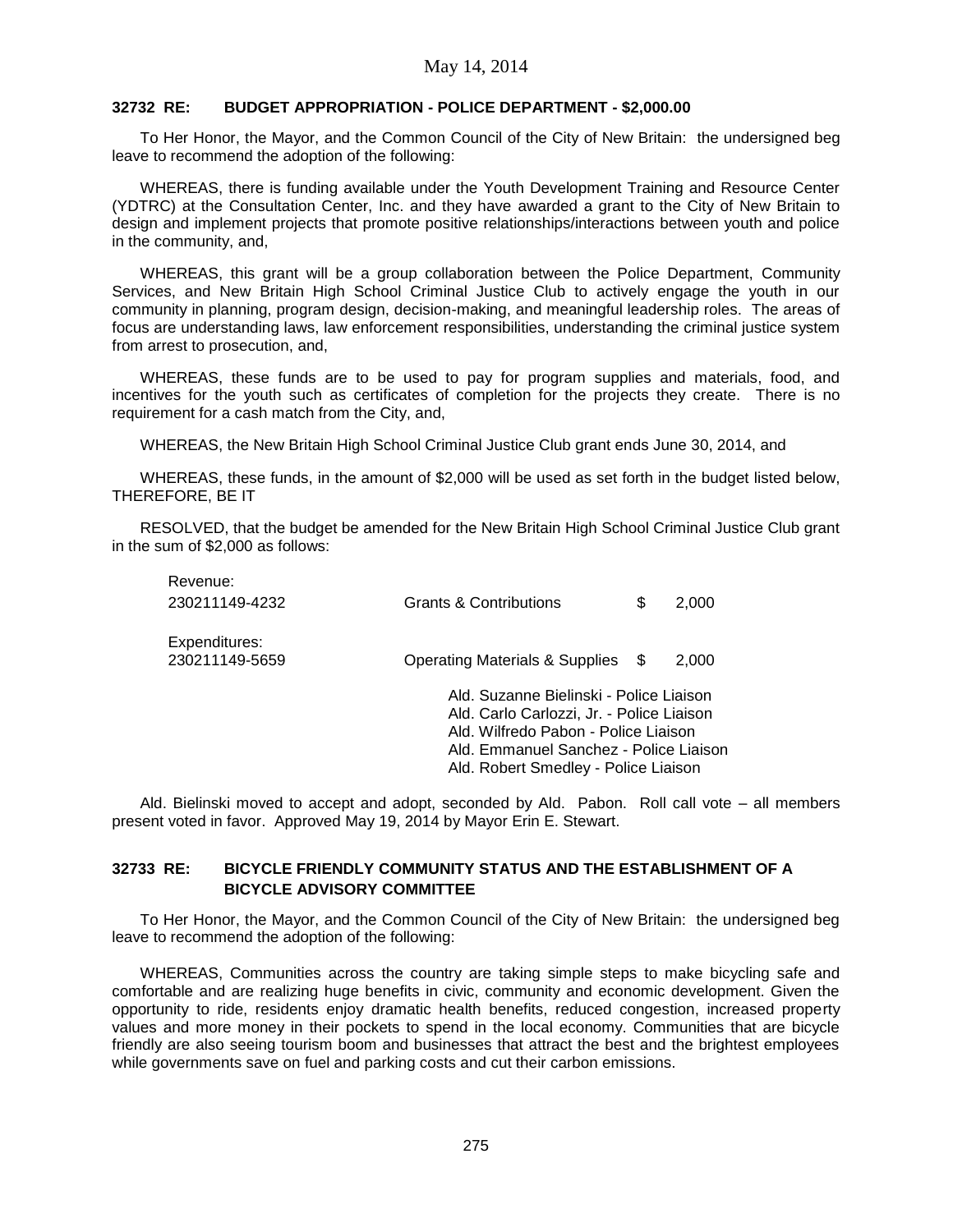### 32732 RE: BUDGET APPROPRIATION - POLICE DEPARTMENT - $2,000.00

To Her Honor, the Mayor, and the Common Council of the City of New Britain: the undersigned beg leave to recommend the adoption of the following:

WHEREAS, there is funding available under the Youth Development Training and Resource Center (YDTRC) at the Consultation Center, Inc. and they have awarded a grant to the City of New Britain to design and implement projects that promote positive relationships/interactions between youth and police in the community, and,

WHEREAS, this grant will be a group collaboration between the Police Department, Community Services, and New Britain High School Criminal Justice Club to actively engage the youth in our community in planning, program design, decision-making, and meaningful leadership roles. The areas of focus are understanding laws, law enforcement responsibilities, understanding the criminal justice system from arrest to prosecution, and,

WHEREAS, these funds are to be used to pay for program supplies and materials, food, and incentives for the youth such as certificates of completion for the projects they create. There is no requirement for a cash match from the City, and,

WHEREAS, the New Britain High School Criminal Justice Club grant ends June 30, 2014, and

WHEREAS, these funds, in the amount of $2,000 will be used as set forth in the budget listed below, THEREFORE, BE IT

RESOLVED, that the budget be amended for the New Britain High School Criminal Justice Club grant in the sum of $2,000 as follows:

| | | | |
|---|---|---|---|
| Revenue: | | | |
| 230211149-4232 | Grants & Contributions | $ | 2,000 |
| Expenditures: | | | |
| 230211149-5659 | Operating Materials & Supplies | $ | 2,000 |

Ald. Suzanne Bielinski - Police Liaison
Ald. Carlo Carlozzi, Jr. - Police Liaison
Ald. Wilfredo Pabon - Police Liaison
Ald. Emmanuel Sanchez - Police Liaison
Ald. Robert Smedley - Police Liaison

Ald. Bielinski moved to accept and adopt, seconded by Ald. Pabon. Roll call vote – all members present voted in favor. Approved May 19, 2014 by Mayor Erin E. Stewart.

### 32733 RE: BICYCLE FRIENDLY COMMUNITY STATUS AND THE ESTABLISHMENT OF A BICYCLE ADVISORY COMMITTEE

To Her Honor, the Mayor, and the Common Council of the City of New Britain: the undersigned beg leave to recommend the adoption of the following:

WHEREAS, Communities across the country are taking simple steps to make bicycling safe and comfortable and are realizing huge benefits in civic, community and economic development. Given the opportunity to ride, residents enjoy dramatic health benefits, reduced congestion, increased property values and more money in their pockets to spend in the local economy. Communities that are bicycle friendly are also seeing tourism boom and businesses that attract the best and the brightest employees while governments save on fuel and parking costs and cut their carbon emissions.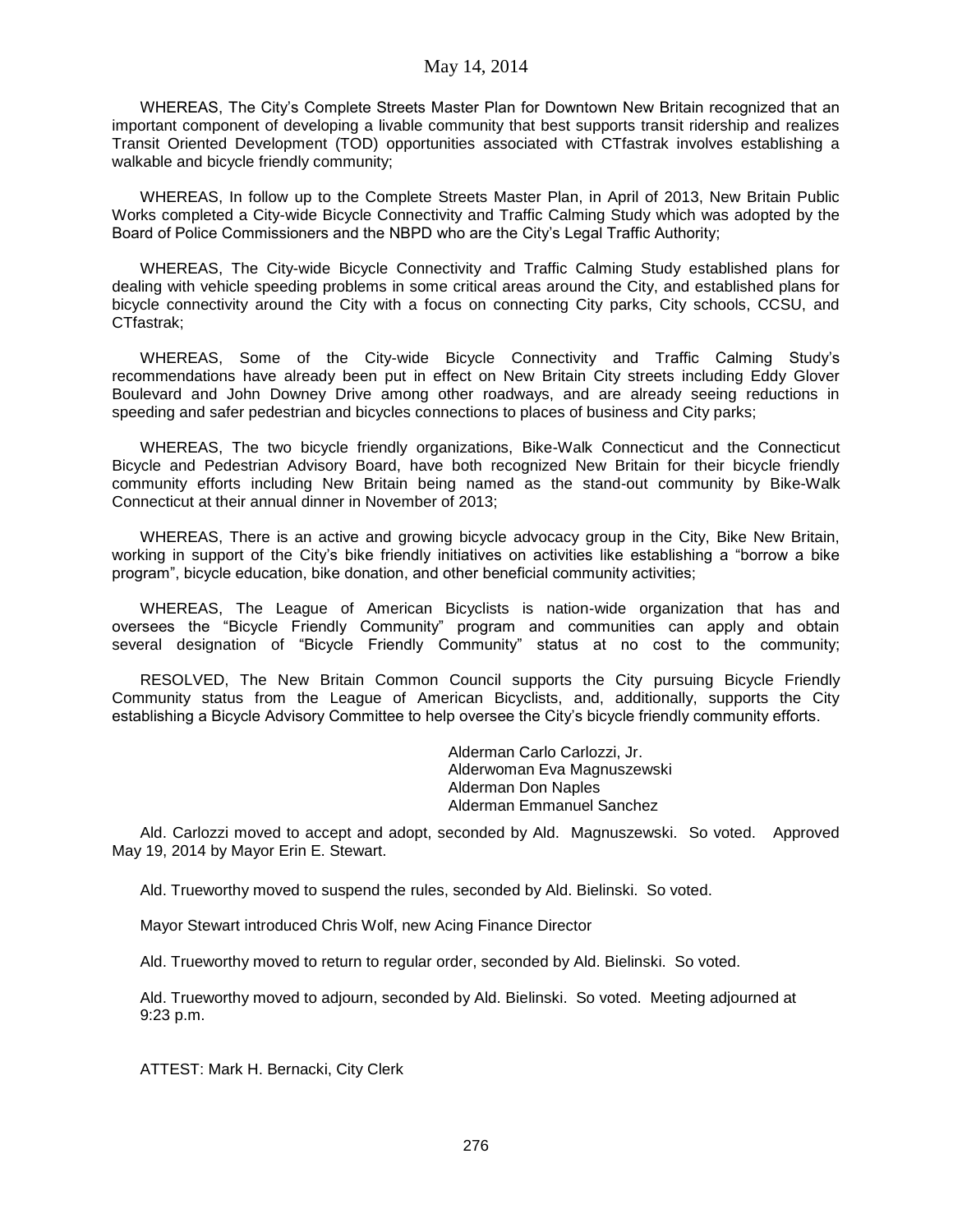WHEREAS, The City's Complete Streets Master Plan for Downtown New Britain recognized that an important component of developing a livable community that best supports transit ridership and realizes Transit Oriented Development (TOD) opportunities associated with CTfastrak involves establishing a walkable and bicycle friendly community;

WHEREAS, In follow up to the Complete Streets Master Plan, in April of 2013, New Britain Public Works completed a City-wide Bicycle Connectivity and Traffic Calming Study which was adopted by the Board of Police Commissioners and the NBPD who are the City's Legal Traffic Authority;

WHEREAS, The City-wide Bicycle Connectivity and Traffic Calming Study established plans for dealing with vehicle speeding problems in some critical areas around the City, and established plans for bicycle connectivity around the City with a focus on connecting City parks, City schools, CCSU, and CTfastrak;

WHEREAS, Some of the City-wide Bicycle Connectivity and Traffic Calming Study's recommendations have already been put in effect on New Britain City streets including Eddy Glover Boulevard and John Downey Drive among other roadways, and are already seeing reductions in speeding and safer pedestrian and bicycles connections to places of business and City parks;

WHEREAS, The two bicycle friendly organizations, Bike-Walk Connecticut and the Connecticut Bicycle and Pedestrian Advisory Board, have both recognized New Britain for their bicycle friendly community efforts including New Britain being named as the stand-out community by Bike-Walk Connecticut at their annual dinner in November of 2013;

WHEREAS, There is an active and growing bicycle advocacy group in the City, Bike New Britain, working in support of the City's bike friendly initiatives on activities like establishing a "borrow a bike program", bicycle education, bike donation, and other beneficial community activities;

WHEREAS, The League of American Bicyclists is nation-wide organization that has and oversees the "Bicycle Friendly Community" program and communities can apply and obtain several designation of "Bicycle Friendly Community" status at no cost to the community;

RESOLVED, The New Britain Common Council supports the City pursuing Bicycle Friendly Community status from the League of American Bicyclists, and, additionally, supports the City establishing a Bicycle Advisory Committee to help oversee the City's bicycle friendly community efforts.

Alderman Carlo Carlozzi, Jr.
Alderwoman Eva Magnuszewski
Alderman Don Naples
Alderman Emmanuel Sanchez

Ald. Carlozzi moved to accept and adopt, seconded by Ald. Magnuszewski. So voted. Approved May 19, 2014 by Mayor Erin E. Stewart.

Ald. Trueworthy moved to suspend the rules, seconded by Ald. Bielinski. So voted.

Mayor Stewart introduced Chris Wolf, new Acing Finance Director

Ald. Trueworthy moved to return to regular order, seconded by Ald. Bielinski. So voted.

Ald. Trueworthy moved to adjourn, seconded by Ald. Bielinski. So voted. Meeting adjourned at 9:23 p.m.

ATTEST: Mark H. Bernacki, City Clerk